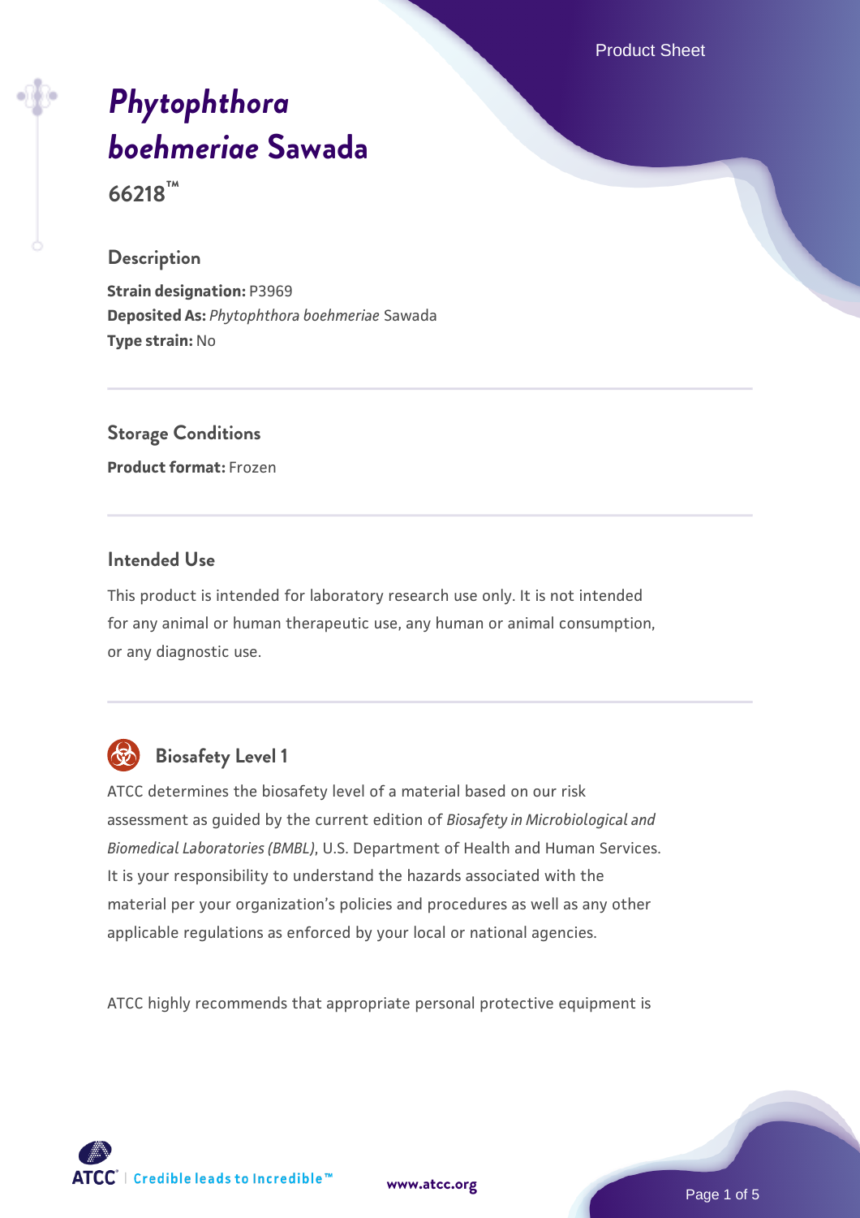# *Phytophthora boehmeriae* Sawada

**66218™**

## Description

**Strain designation:** P3969
**Deposited As:** *Phytophthora boehmeriae* Sawada
**Type strain:** No

## Storage Conditions

**Product format:** Frozen

## Intended Use

This product is intended for laboratory research use only. It is not intended for any animal or human therapeutic use, any human or animal consumption, or any diagnostic use.

## Biosafety Level 1

ATCC determines the biosafety level of a material based on our risk assessment as guided by the current edition of *Biosafety in Microbiological and Biomedical Laboratories (BMBL)*, U.S. Department of Health and Human Services. It is your responsibility to understand the hazards associated with the material per your organization's policies and procedures as well as any other applicable regulations as enforced by your local or national agencies.

ATCC highly recommends that appropriate personal protective equipment is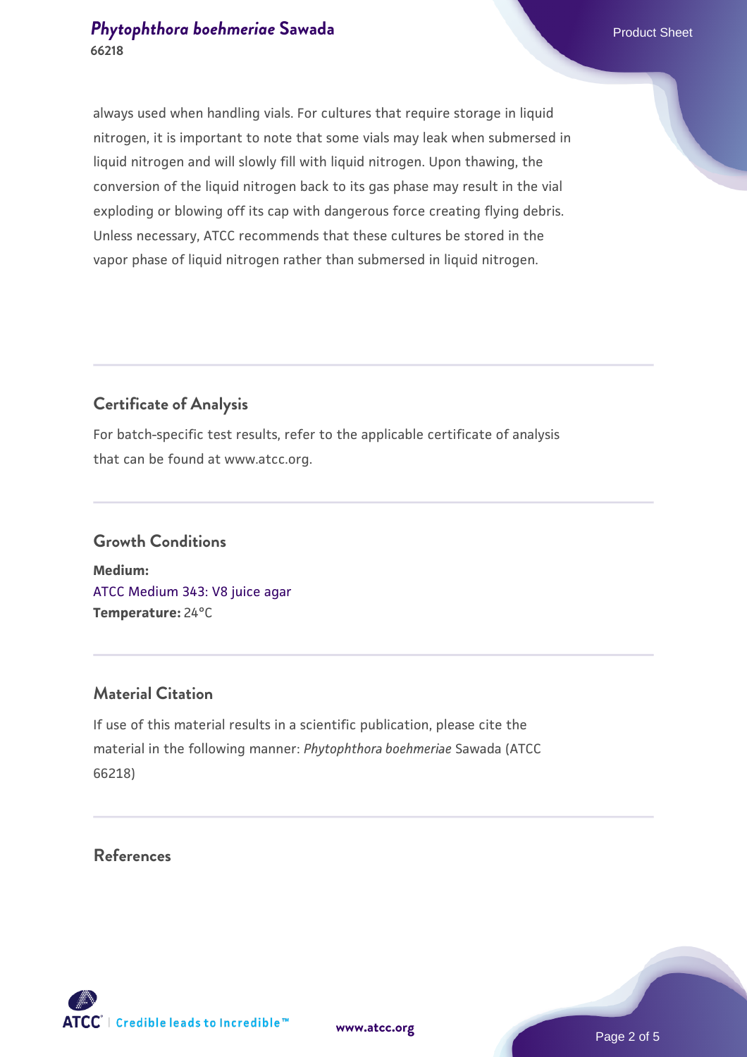always used when handling vials. For cultures that require storage in liquid nitrogen, it is important to note that some vials may leak when submersed in liquid nitrogen and will slowly fill with liquid nitrogen. Upon thawing, the conversion of the liquid nitrogen back to its gas phase may result in the vial exploding or blowing off its cap with dangerous force creating flying debris. Unless necessary, ATCC recommends that these cultures be stored in the vapor phase of liquid nitrogen rather than submersed in liquid nitrogen.

## Certificate of Analysis

For batch-specific test results, refer to the applicable certificate of analysis that can be found at www.atcc.org.

## Growth Conditions

**Medium:**
ATCC Medium 343: V8 juice agar
**Temperature:** 24°C

## Material Citation

If use of this material results in a scientific publication, please cite the material in the following manner: *Phytophthora boehmeriae* Sawada (ATCC 66218)

## References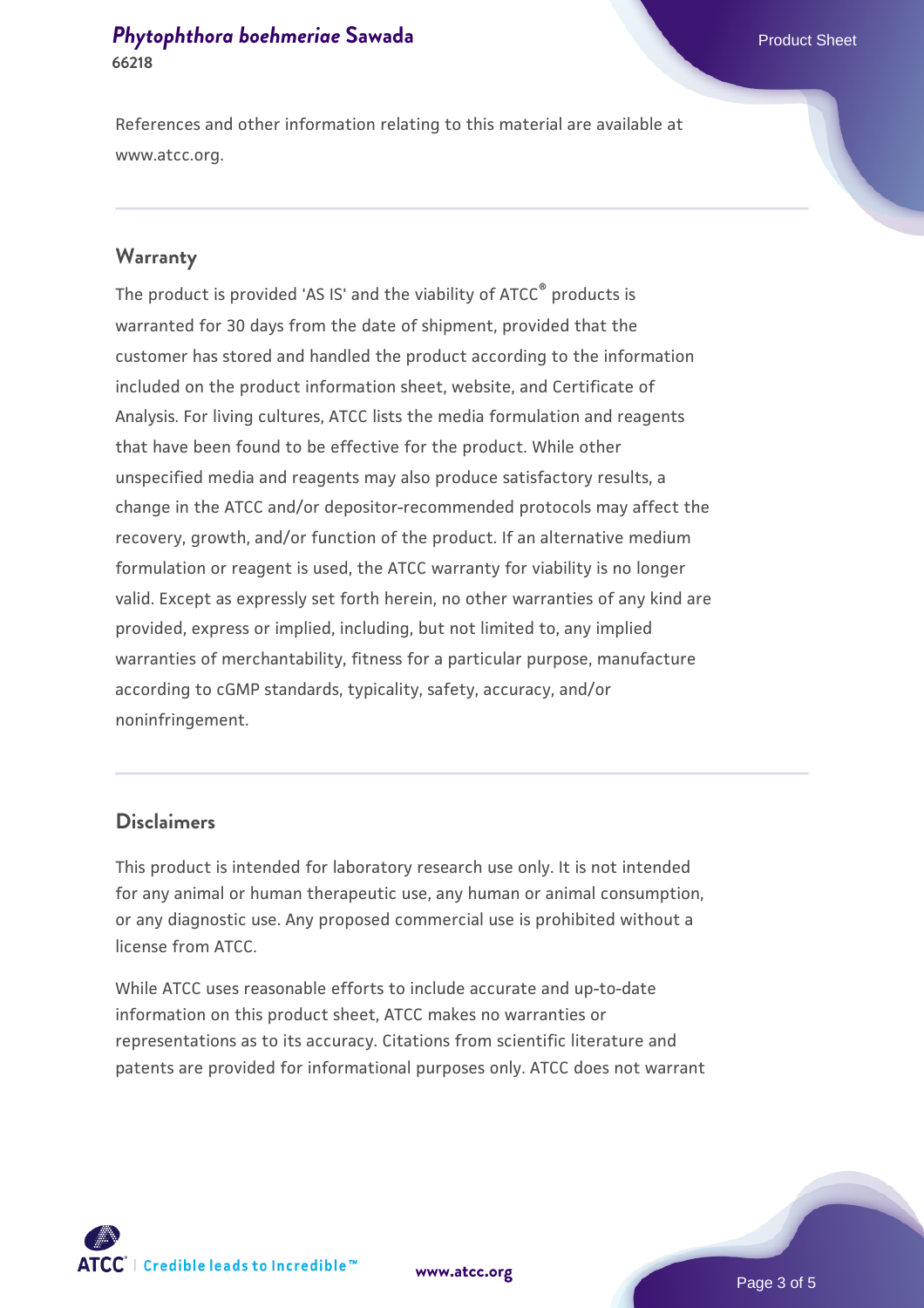References and other information relating to this material are available at www.atcc.org.

## Warranty

The product is provided 'AS IS' and the viability of ATCC® products is warranted for 30 days from the date of shipment, provided that the customer has stored and handled the product according to the information included on the product information sheet, website, and Certificate of Analysis. For living cultures, ATCC lists the media formulation and reagents that have been found to be effective for the product. While other unspecified media and reagents may also produce satisfactory results, a change in the ATCC and/or depositor-recommended protocols may affect the recovery, growth, and/or function of the product. If an alternative medium formulation or reagent is used, the ATCC warranty for viability is no longer valid. Except as expressly set forth herein, no other warranties of any kind are provided, express or implied, including, but not limited to, any implied warranties of merchantability, fitness for a particular purpose, manufacture according to cGMP standards, typicality, safety, accuracy, and/or noninfringement.

## Disclaimers

This product is intended for laboratory research use only. It is not intended for any animal or human therapeutic use, any human or animal consumption, or any diagnostic use. Any proposed commercial use is prohibited without a license from ATCC.

While ATCC uses reasonable efforts to include accurate and up-to-date information on this product sheet, ATCC makes no warranties or representations as to its accuracy. Citations from scientific literature and patents are provided for informational purposes only. ATCC does not warrant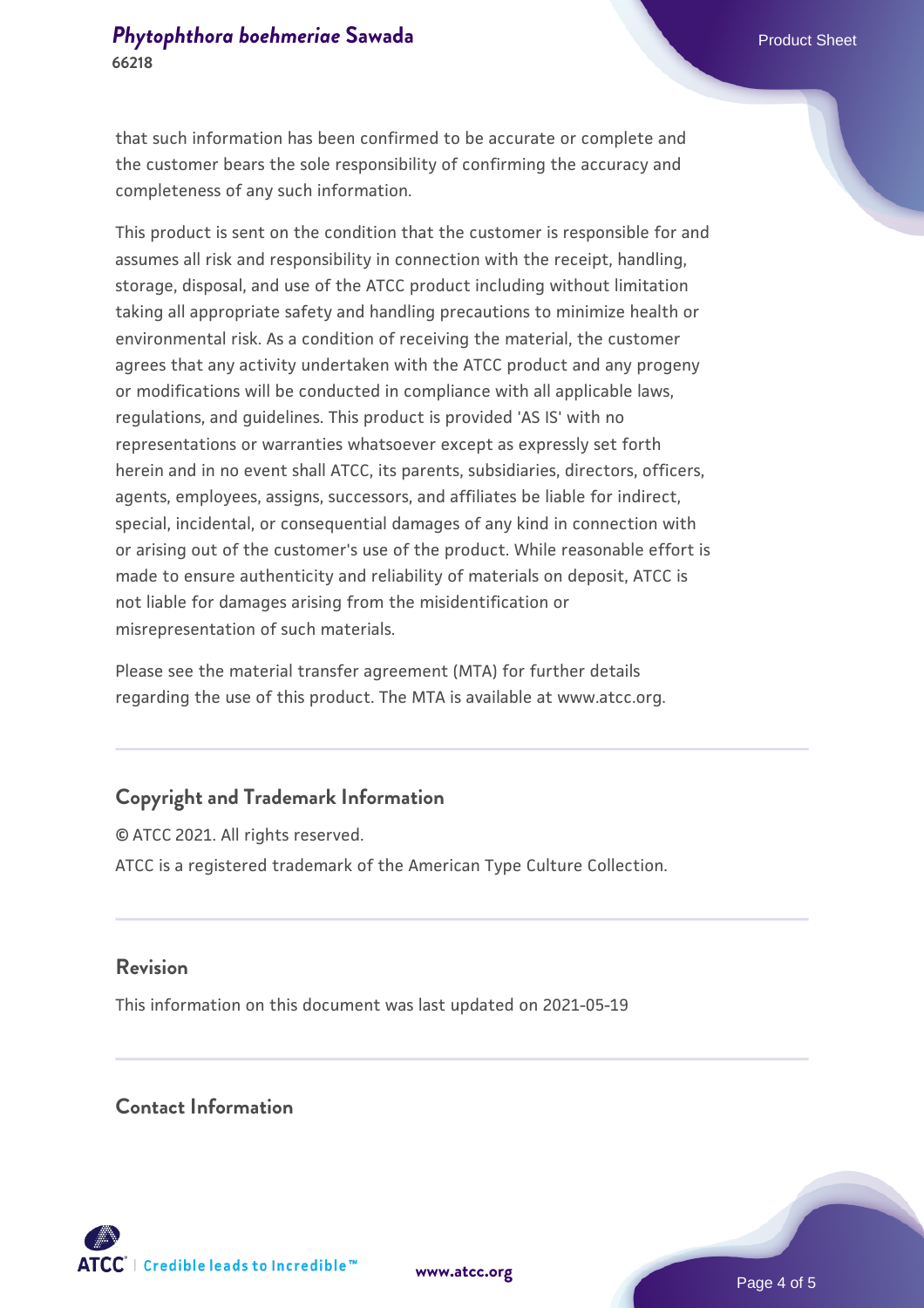that such information has been confirmed to be accurate or complete and the customer bears the sole responsibility of confirming the accuracy and completeness of any such information.

This product is sent on the condition that the customer is responsible for and assumes all risk and responsibility in connection with the receipt, handling, storage, disposal, and use of the ATCC product including without limitation taking all appropriate safety and handling precautions to minimize health or environmental risk. As a condition of receiving the material, the customer agrees that any activity undertaken with the ATCC product and any progeny or modifications will be conducted in compliance with all applicable laws, regulations, and guidelines. This product is provided 'AS IS' with no representations or warranties whatsoever except as expressly set forth herein and in no event shall ATCC, its parents, subsidiaries, directors, officers, agents, employees, assigns, successors, and affiliates be liable for indirect, special, incidental, or consequential damages of any kind in connection with or arising out of the customer's use of the product. While reasonable effort is made to ensure authenticity and reliability of materials on deposit, ATCC is not liable for damages arising from the misidentification or misrepresentation of such materials.

Please see the material transfer agreement (MTA) for further details regarding the use of this product. The MTA is available at www.atcc.org.

## Copyright and Trademark Information

© ATCC 2021. All rights reserved.

ATCC is a registered trademark of the American Type Culture Collection.

## Revision

This information on this document was last updated on 2021-05-19

## Contact Information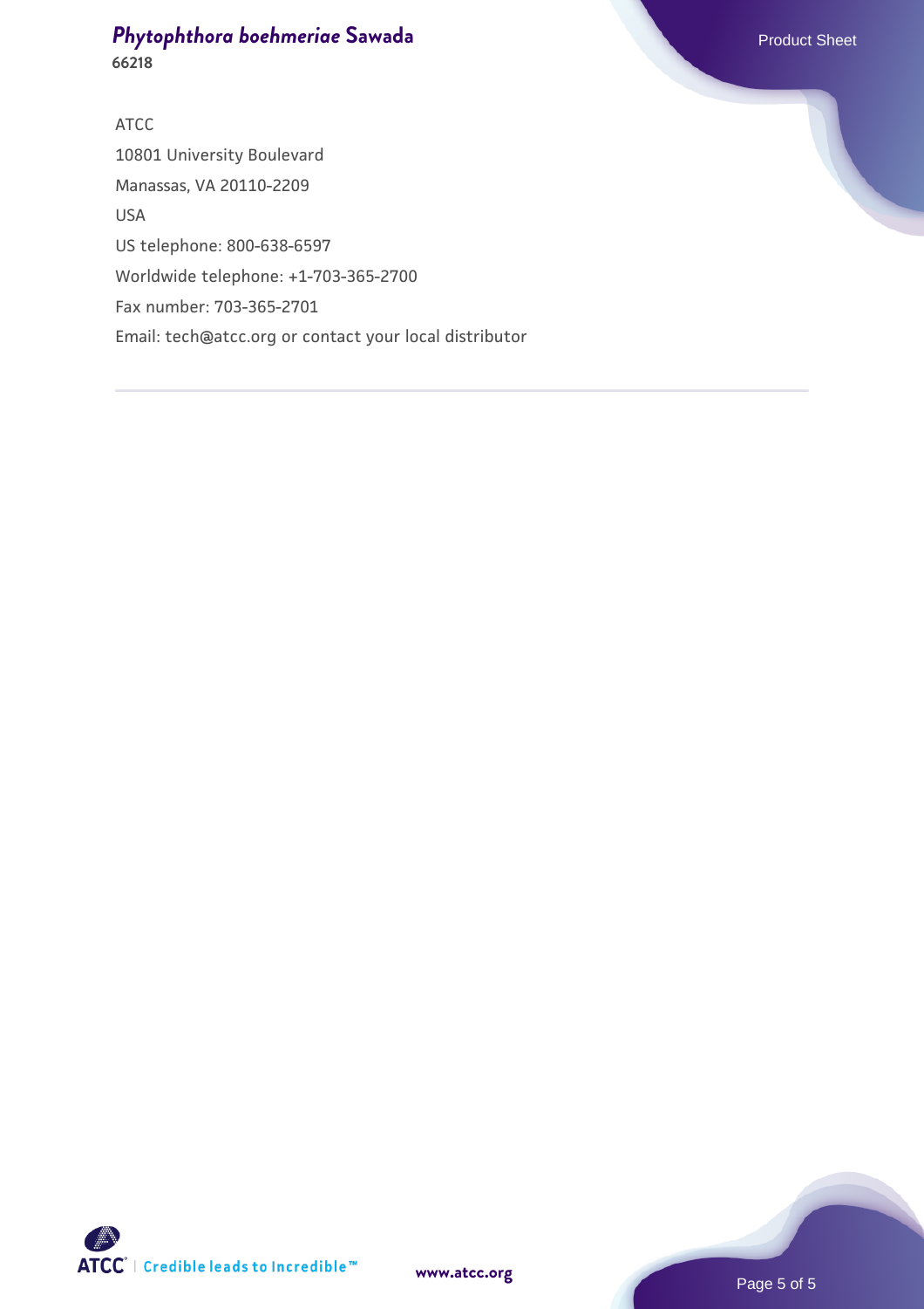ATCC

10801 University Boulevard

Manassas, VA 20110-2209

USA

US telephone: 800-638-6597

Worldwide telephone: +1-703-365-2700

Fax number: 703-365-2701

Email: tech@atcc.org or contact your local distributor